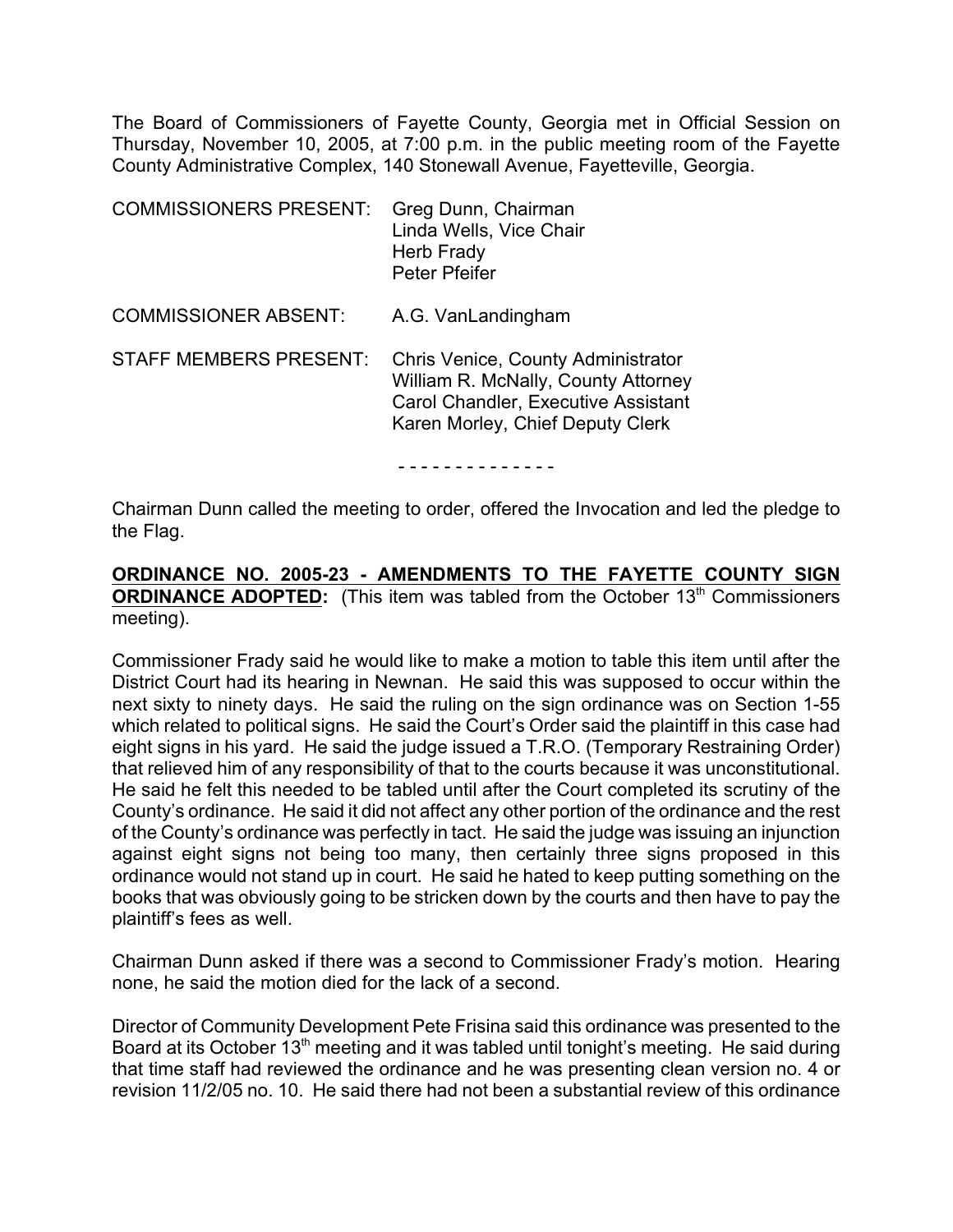The Board of Commissioners of Fayette County, Georgia met in Official Session on Thursday, November 10, 2005, at 7:00 p.m. in the public meeting room of the Fayette County Administrative Complex, 140 Stonewall Avenue, Fayetteville, Georgia.

| | |
|---|---|
| COMMISSIONERS PRESENT: | Greg Dunn, Chairman<br>Linda Wells, Vice Chair<br>Herb Frady<br>Peter Pfeifer |
| COMMISSIONER ABSENT: | A.G. VanLandingham |
| STAFF MEMBERS PRESENT: | Chris Venice, County Administrator<br>William R. McNally, County Attorney<br>Carol Chandler, Executive Assistant<br>Karen Morley, Chief Deputy Clerk |

- - - - - - - - - - - - - -

Chairman Dunn called the meeting to order, offered the Invocation and led the pledge to the Flag.

**ORDINANCE NO. 2005-23 - AMENDMENTS TO THE FAYETTE COUNTY SIGN ORDINANCE ADOPTED:** (This item was tabled from the October 13th Commissioners meeting).

Commissioner Frady said he would like to make a motion to table this item until after the District Court had its hearing in Newnan. He said this was supposed to occur within the next sixty to ninety days. He said the ruling on the sign ordinance was on Section 1-55 which related to political signs. He said the Court's Order said the plaintiff in this case had eight signs in his yard. He said the judge issued a T.R.O. (Temporary Restraining Order) that relieved him of any responsibility of that to the courts because it was unconstitutional. He said he felt this needed to be tabled until after the Court completed its scrutiny of the County's ordinance. He said it did not affect any other portion of the ordinance and the rest of the County's ordinance was perfectly in tact. He said the judge was issuing an injunction against eight signs not being too many, then certainly three signs proposed in this ordinance would not stand up in court. He said he hated to keep putting something on the books that was obviously going to be stricken down by the courts and then have to pay the plaintiff's fees as well.

Chairman Dunn asked if there was a second to Commissioner Frady's motion. Hearing none, he said the motion died for the lack of a second.

Director of Community Development Pete Frisina said this ordinance was presented to the Board at its October 13th meeting and it was tabled until tonight's meeting. He said during that time staff had reviewed the ordinance and he was presenting clean version no. 4 or revision 11/2/05 no. 10. He said there had not been a substantial review of this ordinance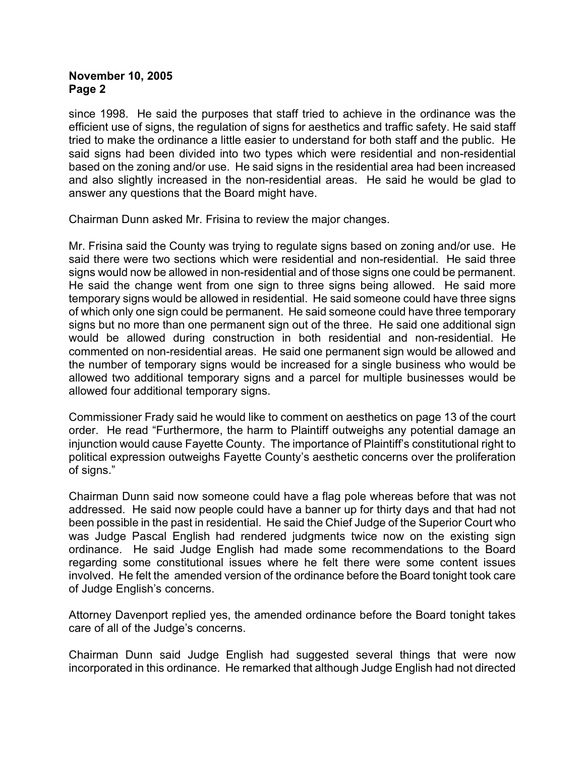since 1998. He said the purposes that staff tried to achieve in the ordinance was the efficient use of signs, the regulation of signs for aesthetics and traffic safety. He said staff tried to make the ordinance a little easier to understand for both staff and the public. He said signs had been divided into two types which were residential and non-residential based on the zoning and/or use. He said signs in the residential area had been increased and also slightly increased in the non-residential areas. He said he would be glad to answer any questions that the Board might have.

Chairman Dunn asked Mr. Frisina to review the major changes.

Mr. Frisina said the County was trying to regulate signs based on zoning and/or use. He said there were two sections which were residential and non-residential. He said three signs would now be allowed in non-residential and of those signs one could be permanent. He said the change went from one sign to three signs being allowed. He said more temporary signs would be allowed in residential. He said someone could have three signs of which only one sign could be permanent. He said someone could have three temporary signs but no more than one permanent sign out of the three. He said one additional sign would be allowed during construction in both residential and non-residential. He commented on non-residential areas. He said one permanent sign would be allowed and the number of temporary signs would be increased for a single business who would be allowed two additional temporary signs and a parcel for multiple businesses would be allowed four additional temporary signs.

Commissioner Frady said he would like to comment on aesthetics on page 13 of the court order. He read "Furthermore, the harm to Plaintiff outweighs any potential damage an injunction would cause Fayette County. The importance of Plaintiff's constitutional right to political expression outweighs Fayette County's aesthetic concerns over the proliferation of signs."

Chairman Dunn said now someone could have a flag pole whereas before that was not addressed. He said now people could have a banner up for thirty days and that had not been possible in the past in residential. He said the Chief Judge of the Superior Court who was Judge Pascal English had rendered judgments twice now on the existing sign ordinance. He said Judge English had made some recommendations to the Board regarding some constitutional issues where he felt there were some content issues involved. He felt the amended version of the ordinance before the Board tonight took care of Judge English's concerns.

Attorney Davenport replied yes, the amended ordinance before the Board tonight takes care of all of the Judge's concerns.

Chairman Dunn said Judge English had suggested several things that were now incorporated in this ordinance. He remarked that although Judge English had not directed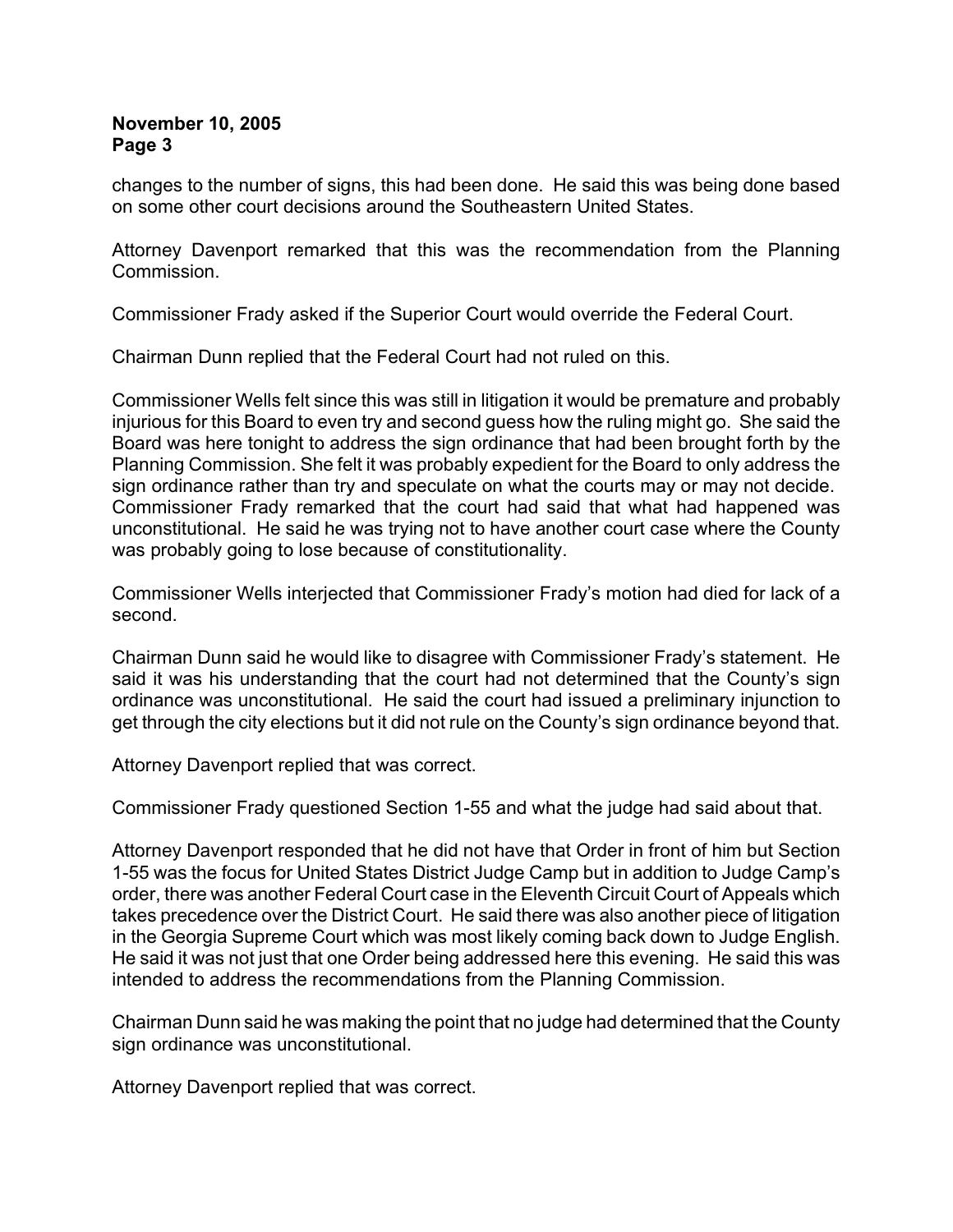changes to the number of signs, this had been done. He said this was being done based on some other court decisions around the Southeastern United States.

Attorney Davenport remarked that this was the recommendation from the Planning Commission.

Commissioner Frady asked if the Superior Court would override the Federal Court.

Chairman Dunn replied that the Federal Court had not ruled on this.

Commissioner Wells felt since this was still in litigation it would be premature and probably injurious for this Board to even try and second guess how the ruling might go. She said the Board was here tonight to address the sign ordinance that had been brought forth by the Planning Commission. She felt it was probably expedient for the Board to only address the sign ordinance rather than try and speculate on what the courts may or may not decide. Commissioner Frady remarked that the court had said that what had happened was unconstitutional. He said he was trying not to have another court case where the County was probably going to lose because of constitutionality.

Commissioner Wells interjected that Commissioner Frady's motion had died for lack of a second.

Chairman Dunn said he would like to disagree with Commissioner Frady's statement. He said it was his understanding that the court had not determined that the County's sign ordinance was unconstitutional. He said the court had issued a preliminary injunction to get through the city elections but it did not rule on the County's sign ordinance beyond that.

Attorney Davenport replied that was correct.

Commissioner Frady questioned Section 1-55 and what the judge had said about that.

Attorney Davenport responded that he did not have that Order in front of him but Section 1-55 was the focus for United States District Judge Camp but in addition to Judge Camp's order, there was another Federal Court case in the Eleventh Circuit Court of Appeals which takes precedence over the District Court. He said there was also another piece of litigation in the Georgia Supreme Court which was most likely coming back down to Judge English. He said it was not just that one Order being addressed here this evening. He said this was intended to address the recommendations from the Planning Commission.

Chairman Dunn said he was making the point that no judge had determined that the County sign ordinance was unconstitutional.

Attorney Davenport replied that was correct.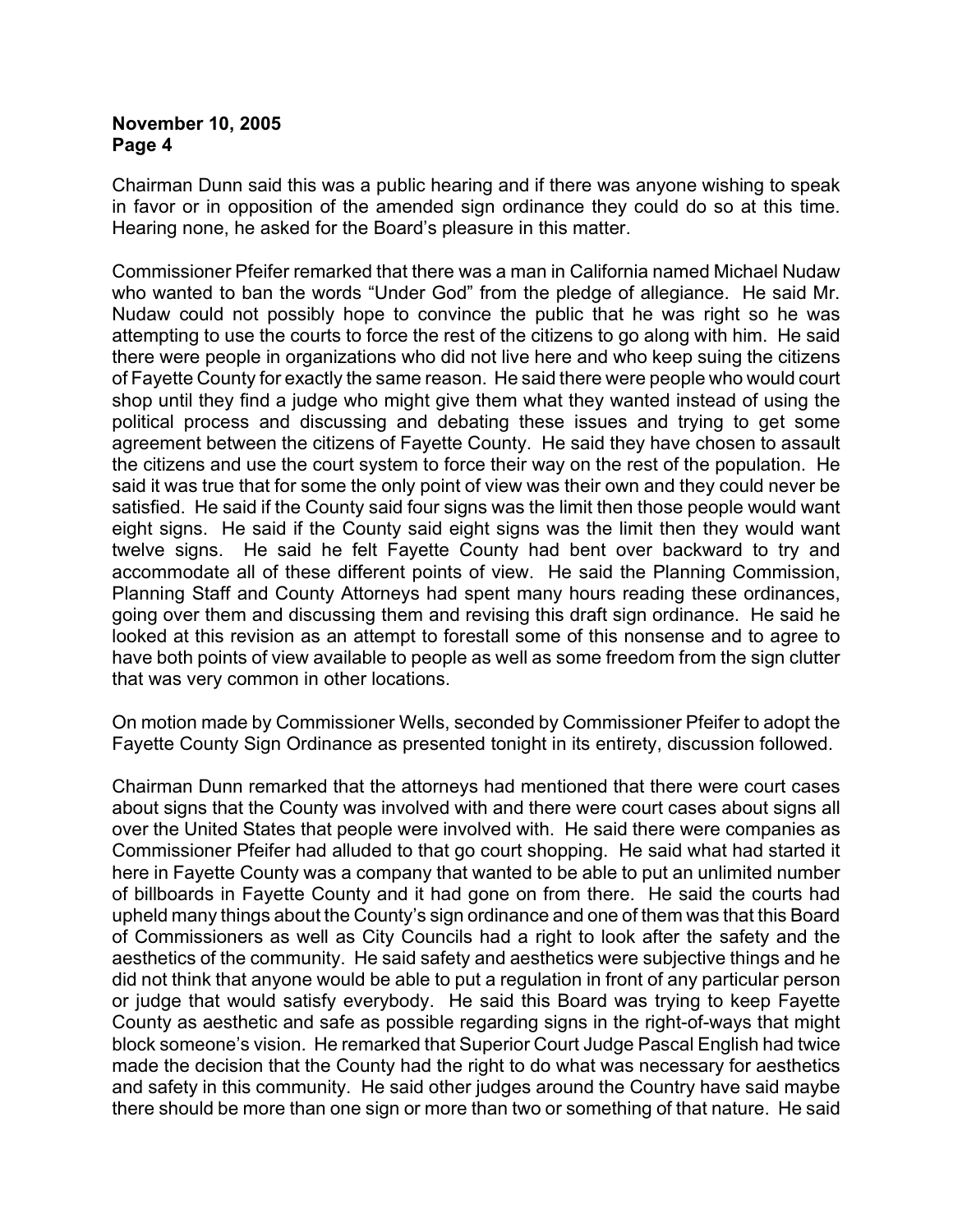Chairman Dunn said this was a public hearing and if there was anyone wishing to speak in favor or in opposition of the amended sign ordinance they could do so at this time. Hearing none, he asked for the Board's pleasure in this matter.

Commissioner Pfeifer remarked that there was a man in California named Michael Nudaw who wanted to ban the words "Under God" from the pledge of allegiance. He said Mr. Nudaw could not possibly hope to convince the public that he was right so he was attempting to use the courts to force the rest of the citizens to go along with him. He said there were people in organizations who did not live here and who keep suing the citizens of Fayette County for exactly the same reason. He said there were people who would court shop until they find a judge who might give them what they wanted instead of using the political process and discussing and debating these issues and trying to get some agreement between the citizens of Fayette County. He said they have chosen to assault the citizens and use the court system to force their way on the rest of the population. He said it was true that for some the only point of view was their own and they could never be satisfied. He said if the County said four signs was the limit then those people would want eight signs. He said if the County said eight signs was the limit then they would want twelve signs. He said he felt Fayette County had bent over backward to try and accommodate all of these different points of view. He said the Planning Commission, Planning Staff and County Attorneys had spent many hours reading these ordinances, going over them and discussing them and revising this draft sign ordinance. He said he looked at this revision as an attempt to forestall some of this nonsense and to agree to have both points of view available to people as well as some freedom from the sign clutter that was very common in other locations.

On motion made by Commissioner Wells, seconded by Commissioner Pfeifer to adopt the Fayette County Sign Ordinance as presented tonight in its entirety, discussion followed.

Chairman Dunn remarked that the attorneys had mentioned that there were court cases about signs that the County was involved with and there were court cases about signs all over the United States that people were involved with. He said there were companies as Commissioner Pfeifer had alluded to that go court shopping. He said what had started it here in Fayette County was a company that wanted to be able to put an unlimited number of billboards in Fayette County and it had gone on from there. He said the courts had upheld many things about the County's sign ordinance and one of them was that this Board of Commissioners as well as City Councils had a right to look after the safety and the aesthetics of the community. He said safety and aesthetics were subjective things and he did not think that anyone would be able to put a regulation in front of any particular person or judge that would satisfy everybody. He said this Board was trying to keep Fayette County as aesthetic and safe as possible regarding signs in the right-of-ways that might block someone's vision. He remarked that Superior Court Judge Pascal English had twice made the decision that the County had the right to do what was necessary for aesthetics and safety in this community. He said other judges around the Country have said maybe there should be more than one sign or more than two or something of that nature. He said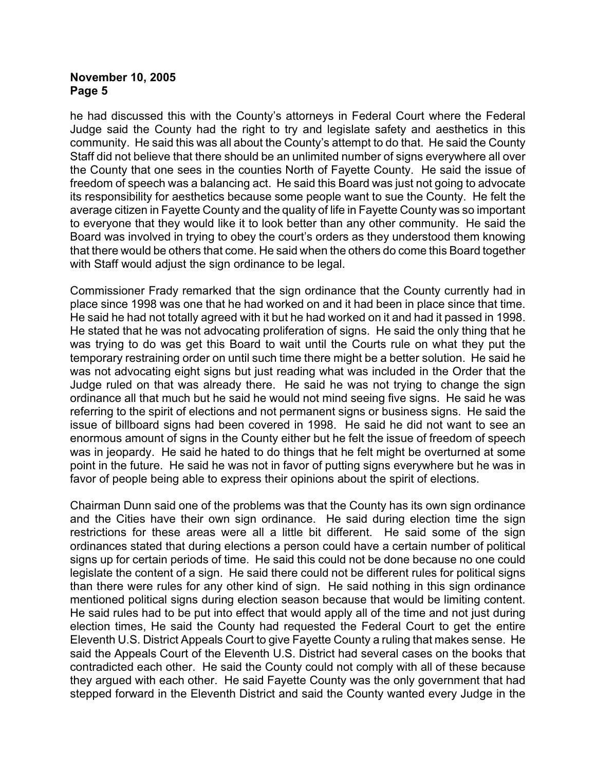he had discussed this with the County's attorneys in Federal Court where the Federal Judge said the County had the right to try and legislate safety and aesthetics in this community. He said this was all about the County's attempt to do that. He said the County Staff did not believe that there should be an unlimited number of signs everywhere all over the County that one sees in the counties North of Fayette County. He said the issue of freedom of speech was a balancing act. He said this Board was just not going to advocate its responsibility for aesthetics because some people want to sue the County. He felt the average citizen in Fayette County and the quality of life in Fayette County was so important to everyone that they would like it to look better than any other community. He said the Board was involved in trying to obey the court's orders as they understood them knowing that there would be others that come. He said when the others do come this Board together with Staff would adjust the sign ordinance to be legal.

Commissioner Frady remarked that the sign ordinance that the County currently had in place since 1998 was one that he had worked on and it had been in place since that time. He said he had not totally agreed with it but he had worked on it and had it passed in 1998. He stated that he was not advocating proliferation of signs. He said the only thing that he was trying to do was get this Board to wait until the Courts rule on what they put the temporary restraining order on until such time there might be a better solution. He said he was not advocating eight signs but just reading what was included in the Order that the Judge ruled on that was already there. He said he was not trying to change the sign ordinance all that much but he said he would not mind seeing five signs. He said he was referring to the spirit of elections and not permanent signs or business signs. He said the issue of billboard signs had been covered in 1998. He said he did not want to see an enormous amount of signs in the County either but he felt the issue of freedom of speech was in jeopardy. He said he hated to do things that he felt might be overturned at some point in the future. He said he was not in favor of putting signs everywhere but he was in favor of people being able to express their opinions about the spirit of elections.

Chairman Dunn said one of the problems was that the County has its own sign ordinance and the Cities have their own sign ordinance. He said during election time the sign restrictions for these areas were all a little bit different. He said some of the sign ordinances stated that during elections a person could have a certain number of political signs up for certain periods of time. He said this could not be done because no one could legislate the content of a sign. He said there could not be different rules for political signs than there were rules for any other kind of sign. He said nothing in this sign ordinance mentioned political signs during election season because that would be limiting content. He said rules had to be put into effect that would apply all of the time and not just during election times, He said the County had requested the Federal Court to get the entire Eleventh U.S. District Appeals Court to give Fayette County a ruling that makes sense. He said the Appeals Court of the Eleventh U.S. District had several cases on the books that contradicted each other. He said the County could not comply with all of these because they argued with each other. He said Fayette County was the only government that had stepped forward in the Eleventh District and said the County wanted every Judge in the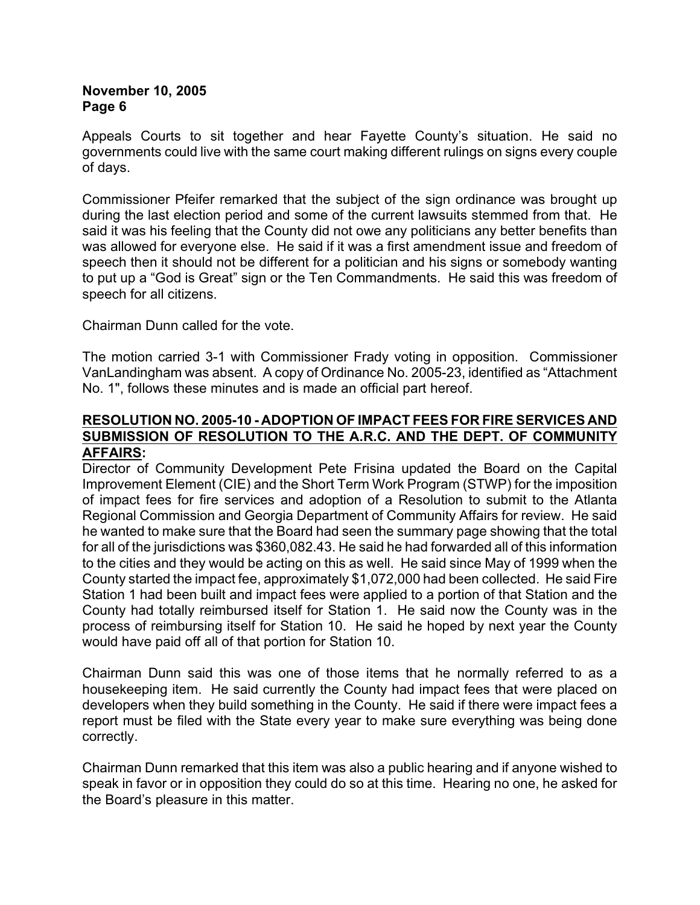Appeals Courts to sit together and hear Fayette County's situation. He said no governments could live with the same court making different rulings on signs every couple of days.

Commissioner Pfeifer remarked that the subject of the sign ordinance was brought up during the last election period and some of the current lawsuits stemmed from that. He said it was his feeling that the County did not owe any politicians any better benefits than was allowed for everyone else. He said if it was a first amendment issue and freedom of speech then it should not be different for a politician and his signs or somebody wanting to put up a "God is Great" sign or the Ten Commandments. He said this was freedom of speech for all citizens.

Chairman Dunn called for the vote.

The motion carried 3-1 with Commissioner Frady voting in opposition. Commissioner VanLandingham was absent. A copy of Ordinance No. 2005-23, identified as "Attachment No. 1", follows these minutes and is made an official part hereof.

**RESOLUTION NO. 2005-10 - ADOPTION OF IMPACT FEES FOR FIRE SERVICES AND SUBMISSION OF RESOLUTION TO THE A.R.C. AND THE DEPT. OF COMMUNITY AFFAIRS:**

Director of Community Development Pete Frisina updated the Board on the Capital Improvement Element (CIE) and the Short Term Work Program (STWP) for the imposition of impact fees for fire services and adoption of a Resolution to submit to the Atlanta Regional Commission and Georgia Department of Community Affairs for review. He said he wanted to make sure that the Board had seen the summary page showing that the total for all of the jurisdictions was $360,082.43. He said he had forwarded all of this information to the cities and they would be acting on this as well. He said since May of 1999 when the County started the impact fee, approximately $1,072,000 had been collected. He said Fire Station 1 had been built and impact fees were applied to a portion of that Station and the County had totally reimbursed itself for Station 1. He said now the County was in the process of reimbursing itself for Station 10. He said he hoped by next year the County would have paid off all of that portion for Station 10.

Chairman Dunn said this was one of those items that he normally referred to as a housekeeping item. He said currently the County had impact fees that were placed on developers when they build something in the County. He said if there were impact fees a report must be filed with the State every year to make sure everything was being done correctly.

Chairman Dunn remarked that this item was also a public hearing and if anyone wished to speak in favor or in opposition they could do so at this time. Hearing no one, he asked for the Board's pleasure in this matter.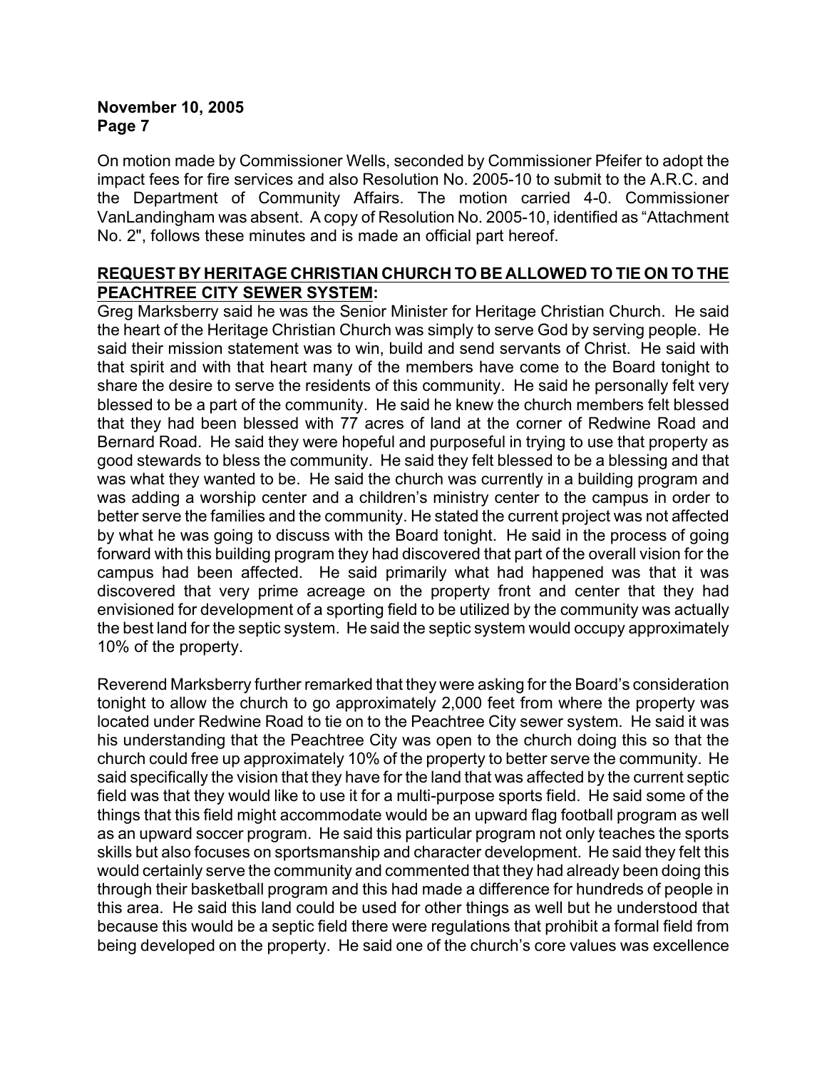On motion made by Commissioner Wells, seconded by Commissioner Pfeifer to adopt the impact fees for fire services and also Resolution No. 2005-10 to submit to the A.R.C. and the Department of Community Affairs. The motion carried 4-0. Commissioner VanLandingham was absent. A copy of Resolution No. 2005-10, identified as "Attachment No. 2", follows these minutes and is made an official part hereof.

**REQUEST BY HERITAGE CHRISTIAN CHURCH TO BE ALLOWED TO TIE ON TO THE PEACHTREE CITY SEWER SYSTEM:**

Greg Marksberry said he was the Senior Minister for Heritage Christian Church. He said the heart of the Heritage Christian Church was simply to serve God by serving people. He said their mission statement was to win, build and send servants of Christ. He said with that spirit and with that heart many of the members have come to the Board tonight to share the desire to serve the residents of this community. He said he personally felt very blessed to be a part of the community. He said he knew the church members felt blessed that they had been blessed with 77 acres of land at the corner of Redwine Road and Bernard Road. He said they were hopeful and purposeful in trying to use that property as good stewards to bless the community. He said they felt blessed to be a blessing and that was what they wanted to be. He said the church was currently in a building program and was adding a worship center and a children's ministry center to the campus in order to better serve the families and the community. He stated the current project was not affected by what he was going to discuss with the Board tonight. He said in the process of going forward with this building program they had discovered that part of the overall vision for the campus had been affected. He said primarily what had happened was that it was discovered that very prime acreage on the property front and center that they had envisioned for development of a sporting field to be utilized by the community was actually the best land for the septic system. He said the septic system would occupy approximately 10% of the property.

Reverend Marksberry further remarked that they were asking for the Board's consideration tonight to allow the church to go approximately 2,000 feet from where the property was located under Redwine Road to tie on to the Peachtree City sewer system. He said it was his understanding that the Peachtree City was open to the church doing this so that the church could free up approximately 10% of the property to better serve the community. He said specifically the vision that they have for the land that was affected by the current septic field was that they would like to use it for a multi-purpose sports field. He said some of the things that this field might accommodate would be an upward flag football program as well as an upward soccer program. He said this particular program not only teaches the sports skills but also focuses on sportsmanship and character development. He said they felt this would certainly serve the community and commented that they had already been doing this through their basketball program and this had made a difference for hundreds of people in this area. He said this land could be used for other things as well but he understood that because this would be a septic field there were regulations that prohibit a formal field from being developed on the property. He said one of the church's core values was excellence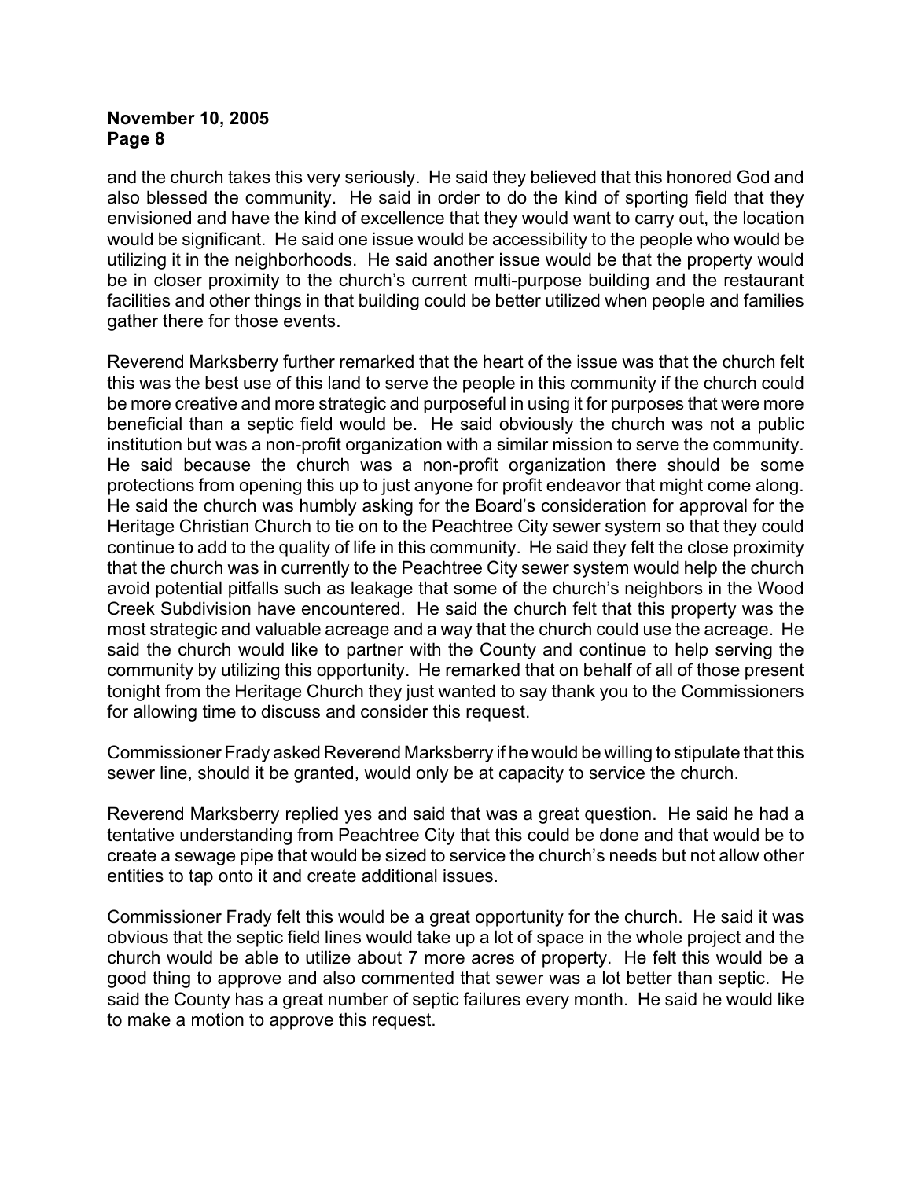and the church takes this very seriously. He said they believed that this honored God and also blessed the community. He said in order to do the kind of sporting field that they envisioned and have the kind of excellence that they would want to carry out, the location would be significant. He said one issue would be accessibility to the people who would be utilizing it in the neighborhoods. He said another issue would be that the property would be in closer proximity to the church's current multi-purpose building and the restaurant facilities and other things in that building could be better utilized when people and families gather there for those events.

Reverend Marksberry further remarked that the heart of the issue was that the church felt this was the best use of this land to serve the people in this community if the church could be more creative and more strategic and purposeful in using it for purposes that were more beneficial than a septic field would be. He said obviously the church was not a public institution but was a non-profit organization with a similar mission to serve the community. He said because the church was a non-profit organization there should be some protections from opening this up to just anyone for profit endeavor that might come along. He said the church was humbly asking for the Board's consideration for approval for the Heritage Christian Church to tie on to the Peachtree City sewer system so that they could continue to add to the quality of life in this community. He said they felt the close proximity that the church was in currently to the Peachtree City sewer system would help the church avoid potential pitfalls such as leakage that some of the church's neighbors in the Wood Creek Subdivision have encountered. He said the church felt that this property was the most strategic and valuable acreage and a way that the church could use the acreage. He said the church would like to partner with the County and continue to help serving the community by utilizing this opportunity. He remarked that on behalf of all of those present tonight from the Heritage Church they just wanted to say thank you to the Commissioners for allowing time to discuss and consider this request.

Commissioner Frady asked Reverend Marksberry if he would be willing to stipulate that this sewer line, should it be granted, would only be at capacity to service the church.

Reverend Marksberry replied yes and said that was a great question. He said he had a tentative understanding from Peachtree City that this could be done and that would be to create a sewage pipe that would be sized to service the church's needs but not allow other entities to tap onto it and create additional issues.

Commissioner Frady felt this would be a great opportunity for the church. He said it was obvious that the septic field lines would take up a lot of space in the whole project and the church would be able to utilize about 7 more acres of property. He felt this would be a good thing to approve and also commented that sewer was a lot better than septic. He said the County has a great number of septic failures every month. He said he would like to make a motion to approve this request.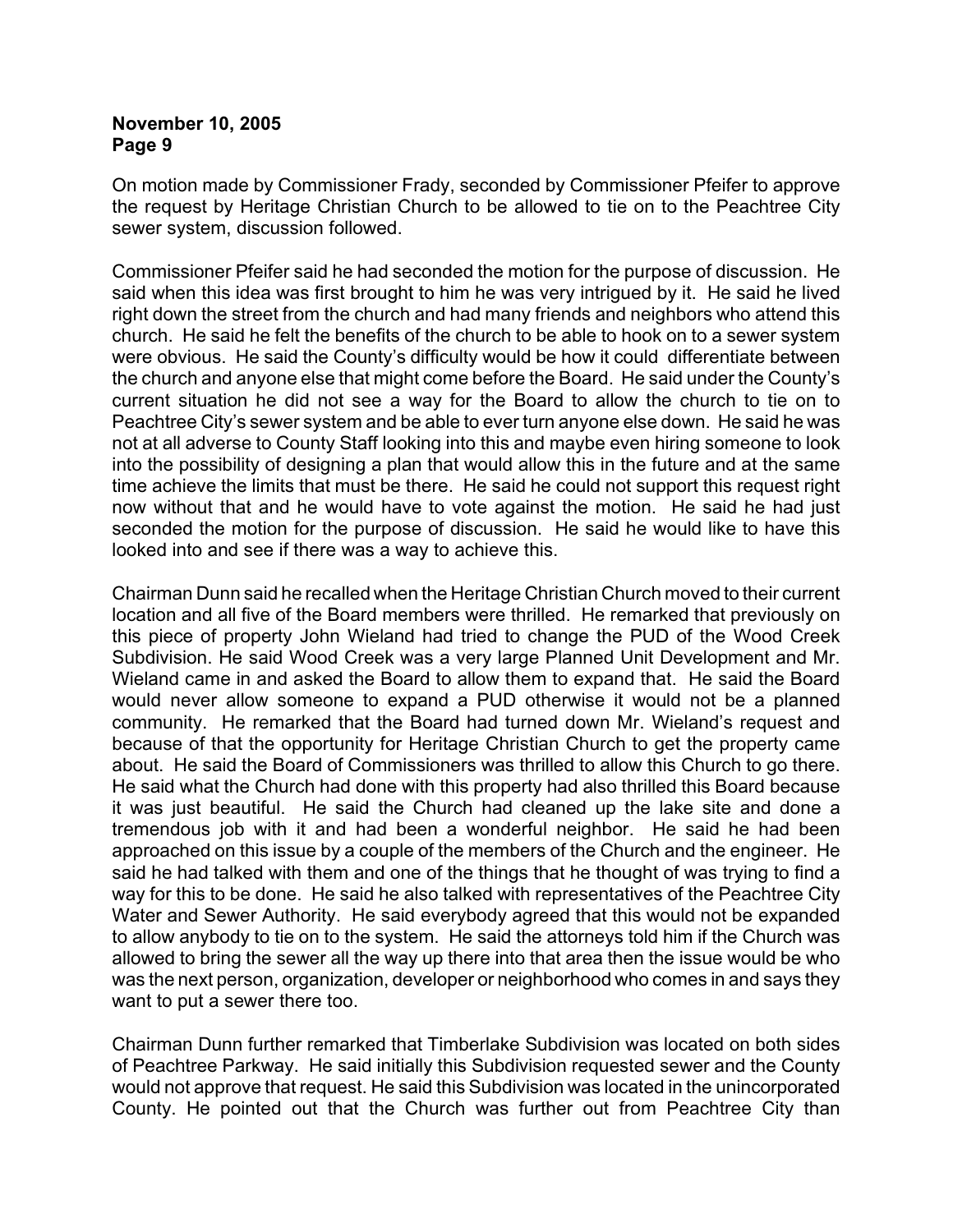On motion made by Commissioner Frady, seconded by Commissioner Pfeifer to approve the request by Heritage Christian Church to be allowed to tie on to the Peachtree City sewer system, discussion followed.

Commissioner Pfeifer said he had seconded the motion for the purpose of discussion. He said when this idea was first brought to him he was very intrigued by it. He said he lived right down the street from the church and had many friends and neighbors who attend this church. He said he felt the benefits of the church to be able to hook on to a sewer system were obvious. He said the County's difficulty would be how it could differentiate between the church and anyone else that might come before the Board. He said under the County's current situation he did not see a way for the Board to allow the church to tie on to Peachtree City's sewer system and be able to ever turn anyone else down. He said he was not at all adverse to County Staff looking into this and maybe even hiring someone to look into the possibility of designing a plan that would allow this in the future and at the same time achieve the limits that must be there. He said he could not support this request right now without that and he would have to vote against the motion. He said he had just seconded the motion for the purpose of discussion. He said he would like to have this looked into and see if there was a way to achieve this.

Chairman Dunn said he recalled when the Heritage Christian Church moved to their current location and all five of the Board members were thrilled. He remarked that previously on this piece of property John Wieland had tried to change the PUD of the Wood Creek Subdivision. He said Wood Creek was a very large Planned Unit Development and Mr. Wieland came in and asked the Board to allow them to expand that. He said the Board would never allow someone to expand a PUD otherwise it would not be a planned community. He remarked that the Board had turned down Mr. Wieland's request and because of that the opportunity for Heritage Christian Church to get the property came about. He said the Board of Commissioners was thrilled to allow this Church to go there. He said what the Church had done with this property had also thrilled this Board because it was just beautiful. He said the Church had cleaned up the lake site and done a tremendous job with it and had been a wonderful neighbor. He said he had been approached on this issue by a couple of the members of the Church and the engineer. He said he had talked with them and one of the things that he thought of was trying to find a way for this to be done. He said he also talked with representatives of the Peachtree City Water and Sewer Authority. He said everybody agreed that this would not be expanded to allow anybody to tie on to the system. He said the attorneys told him if the Church was allowed to bring the sewer all the way up there into that area then the issue would be who was the next person, organization, developer or neighborhood who comes in and says they want to put a sewer there too.

Chairman Dunn further remarked that Timberlake Subdivision was located on both sides of Peachtree Parkway. He said initially this Subdivision requested sewer and the County would not approve that request. He said this Subdivision was located in the unincorporated County. He pointed out that the Church was further out from Peachtree City than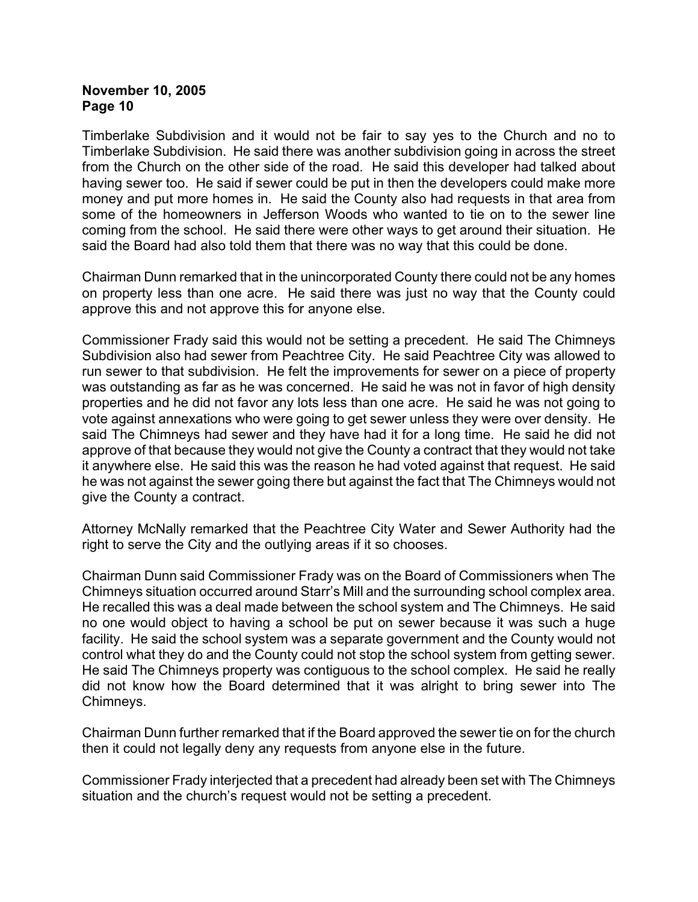Timberlake Subdivision and it would not be fair to say yes to the Church and no to Timberlake Subdivision. He said there was another subdivision going in across the street from the Church on the other side of the road. He said this developer had talked about having sewer too. He said if sewer could be put in then the developers could make more money and put more homes in. He said the County also had requests in that area from some of the homeowners in Jefferson Woods who wanted to tie on to the sewer line coming from the school. He said there were other ways to get around their situation. He said the Board had also told them that there was no way that this could be done.

Chairman Dunn remarked that in the unincorporated County there could not be any homes on property less than one acre. He said there was just no way that the County could approve this and not approve this for anyone else.

Commissioner Frady said this would not be setting a precedent. He said The Chimneys Subdivision also had sewer from Peachtree City. He said Peachtree City was allowed to run sewer to that subdivision. He felt the improvements for sewer on a piece of property was outstanding as far as he was concerned. He said he was not in favor of high density properties and he did not favor any lots less than one acre. He said he was not going to vote against annexations who were going to get sewer unless they were over density. He said The Chimneys had sewer and they have had it for a long time. He said he did not approve of that because they would not give the County a contract that they would not take it anywhere else. He said this was the reason he had voted against that request. He said he was not against the sewer going there but against the fact that The Chimneys would not give the County a contract.

Attorney McNally remarked that the Peachtree City Water and Sewer Authority had the right to serve the City and the outlying areas if it so chooses.

Chairman Dunn said Commissioner Frady was on the Board of Commissioners when The Chimneys situation occurred around Starr's Mill and the surrounding school complex area. He recalled this was a deal made between the school system and The Chimneys. He said no one would object to having a school be put on sewer because it was such a huge facility. He said the school system was a separate government and the County would not control what they do and the County could not stop the school system from getting sewer. He said The Chimneys property was contiguous to the school complex. He said he really did not know how the Board determined that it was alright to bring sewer into The Chimneys.

Chairman Dunn further remarked that if the Board approved the sewer tie on for the church then it could not legally deny any requests from anyone else in the future.

Commissioner Frady interjected that a precedent had already been set with The Chimneys situation and the church's request would not be setting a precedent.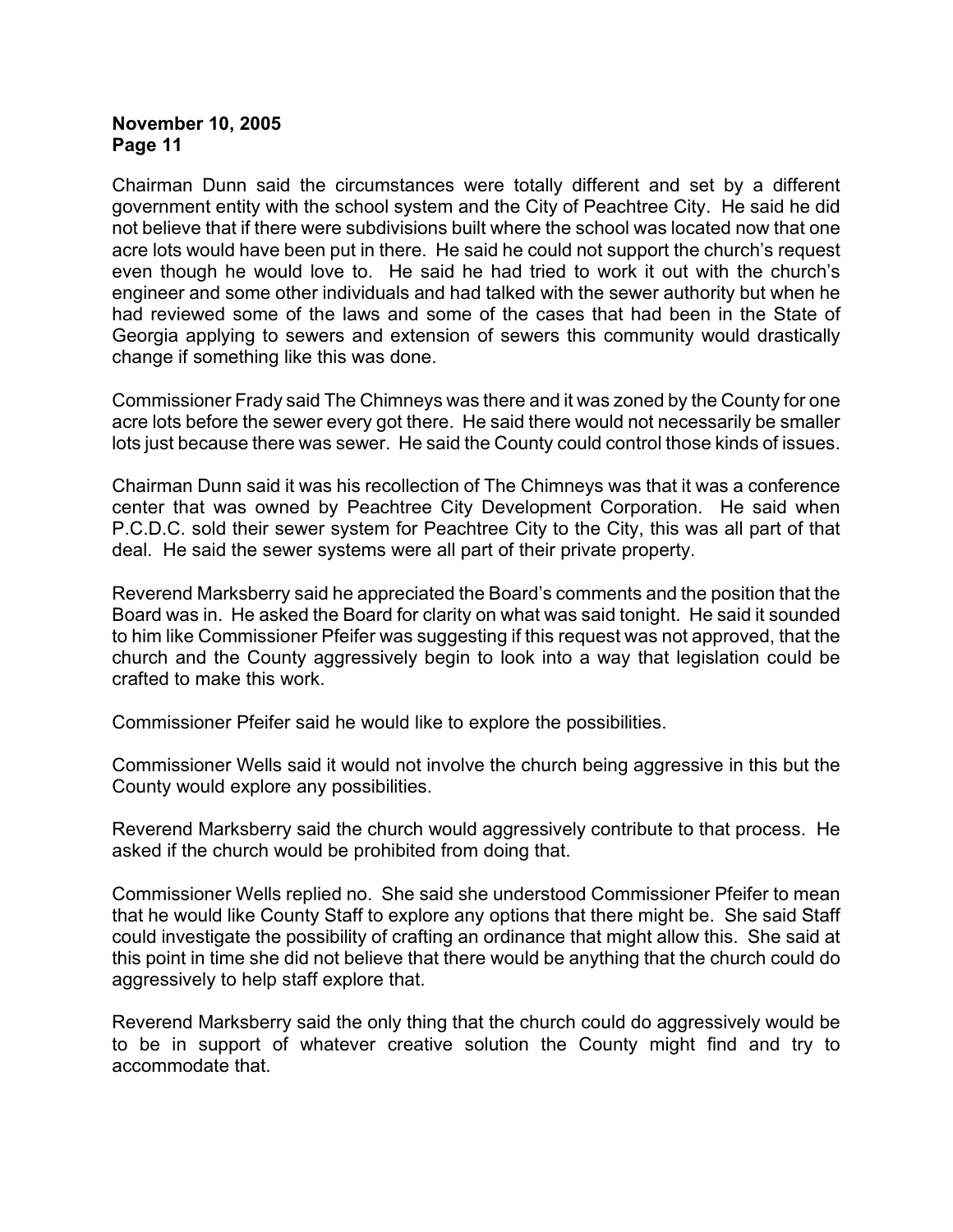Chairman Dunn said the circumstances were totally different and set by a different government entity with the school system and the City of Peachtree City. He said he did not believe that if there were subdivisions built where the school was located now that one acre lots would have been put in there. He said he could not support the church's request even though he would love to. He said he had tried to work it out with the church's engineer and some other individuals and had talked with the sewer authority but when he had reviewed some of the laws and some of the cases that had been in the State of Georgia applying to sewers and extension of sewers this community would drastically change if something like this was done.

Commissioner Frady said The Chimneys was there and it was zoned by the County for one acre lots before the sewer every got there. He said there would not necessarily be smaller lots just because there was sewer. He said the County could control those kinds of issues.

Chairman Dunn said it was his recollection of The Chimneys was that it was a conference center that was owned by Peachtree City Development Corporation. He said when P.C.D.C. sold their sewer system for Peachtree City to the City, this was all part of that deal. He said the sewer systems were all part of their private property.

Reverend Marksberry said he appreciated the Board's comments and the position that the Board was in. He asked the Board for clarity on what was said tonight. He said it sounded to him like Commissioner Pfeifer was suggesting if this request was not approved, that the church and the County aggressively begin to look into a way that legislation could be crafted to make this work.

Commissioner Pfeifer said he would like to explore the possibilities.

Commissioner Wells said it would not involve the church being aggressive in this but the County would explore any possibilities.

Reverend Marksberry said the church would aggressively contribute to that process. He asked if the church would be prohibited from doing that.

Commissioner Wells replied no. She said she understood Commissioner Pfeifer to mean that he would like County Staff to explore any options that there might be. She said Staff could investigate the possibility of crafting an ordinance that might allow this. She said at this point in time she did not believe that there would be anything that the church could do aggressively to help staff explore that.

Reverend Marksberry said the only thing that the church could do aggressively would be to be in support of whatever creative solution the County might find and try to accommodate that.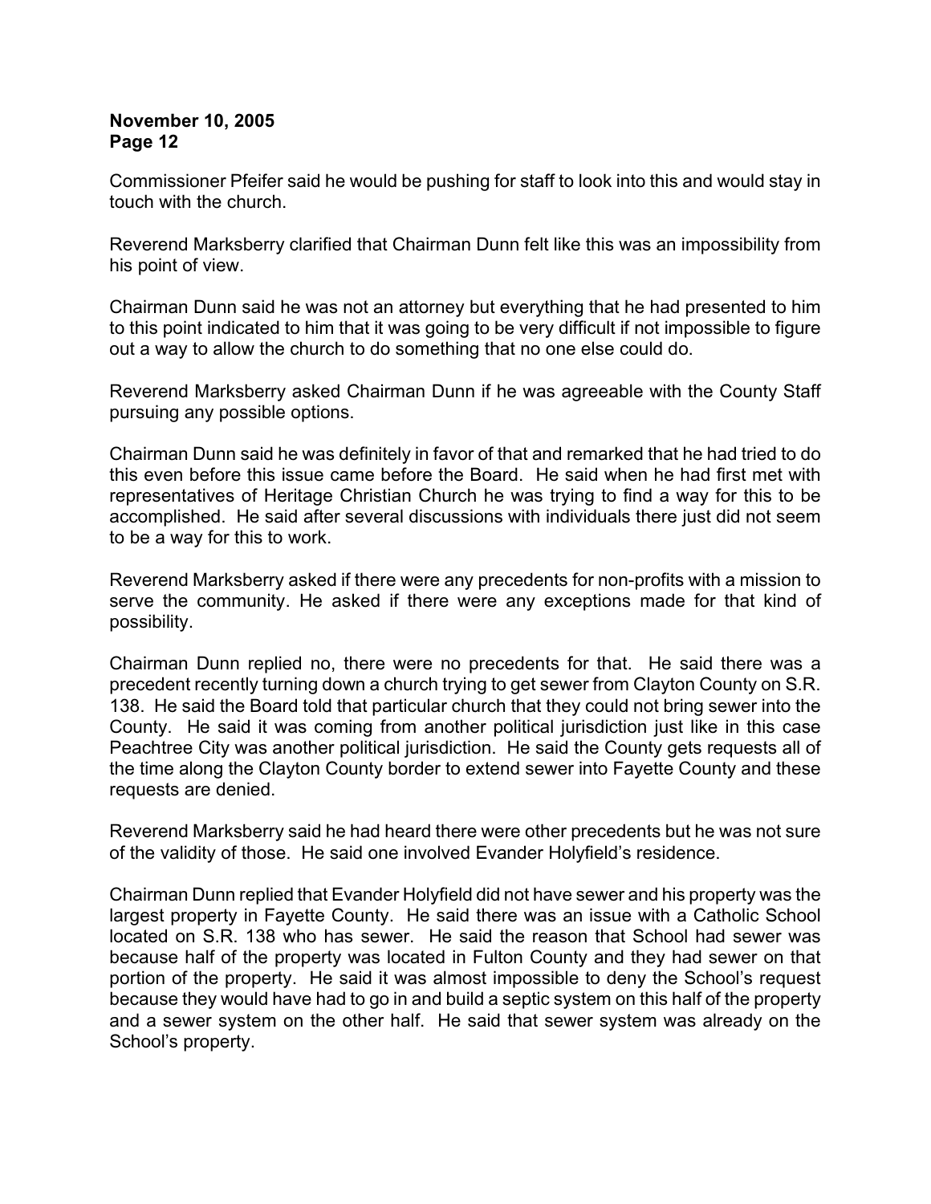Commissioner Pfeifer said he would be pushing for staff to look into this and would stay in touch with the church.

Reverend Marksberry clarified that Chairman Dunn felt like this was an impossibility from his point of view.

Chairman Dunn said he was not an attorney but everything that he had presented to him to this point indicated to him that it was going to be very difficult if not impossible to figure out a way to allow the church to do something that no one else could do.

Reverend Marksberry asked Chairman Dunn if he was agreeable with the County Staff pursuing any possible options.

Chairman Dunn said he was definitely in favor of that and remarked that he had tried to do this even before this issue came before the Board. He said when he had first met with representatives of Heritage Christian Church he was trying to find a way for this to be accomplished. He said after several discussions with individuals there just did not seem to be a way for this to work.

Reverend Marksberry asked if there were any precedents for non-profits with a mission to serve the community. He asked if there were any exceptions made for that kind of possibility.

Chairman Dunn replied no, there were no precedents for that. He said there was a precedent recently turning down a church trying to get sewer from Clayton County on S.R. 138. He said the Board told that particular church that they could not bring sewer into the County. He said it was coming from another political jurisdiction just like in this case Peachtree City was another political jurisdiction. He said the County gets requests all of the time along the Clayton County border to extend sewer into Fayette County and these requests are denied.

Reverend Marksberry said he had heard there were other precedents but he was not sure of the validity of those. He said one involved Evander Holyfield's residence.

Chairman Dunn replied that Evander Holyfield did not have sewer and his property was the largest property in Fayette County. He said there was an issue with a Catholic School located on S.R. 138 who has sewer. He said the reason that School had sewer was because half of the property was located in Fulton County and they had sewer on that portion of the property. He said it was almost impossible to deny the School's request because they would have had to go in and build a septic system on this half of the property and a sewer system on the other half. He said that sewer system was already on the School's property.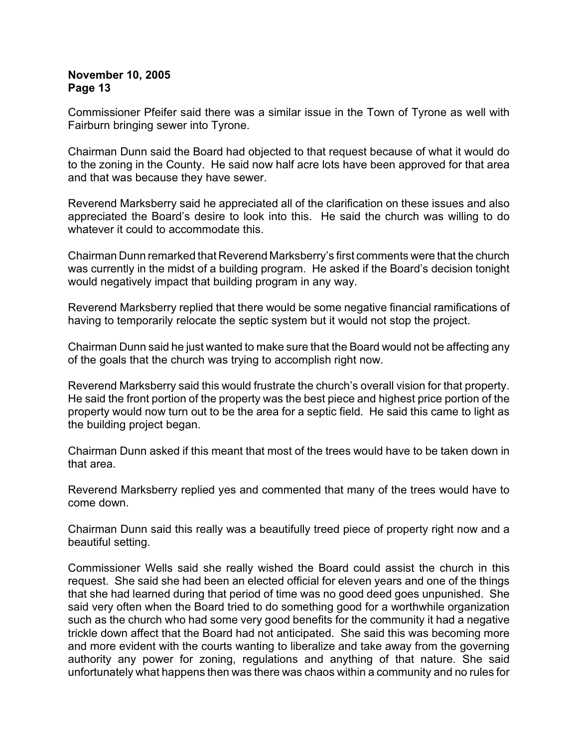Commissioner Pfeifer said there was a similar issue in the Town of Tyrone as well with Fairburn bringing sewer into Tyrone.

Chairman Dunn said the Board had objected to that request because of what it would do to the zoning in the County. He said now half acre lots have been approved for that area and that was because they have sewer.

Reverend Marksberry said he appreciated all of the clarification on these issues and also appreciated the Board's desire to look into this. He said the church was willing to do whatever it could to accommodate this.

Chairman Dunn remarked that Reverend Marksberry's first comments were that the church was currently in the midst of a building program. He asked if the Board's decision tonight would negatively impact that building program in any way.

Reverend Marksberry replied that there would be some negative financial ramifications of having to temporarily relocate the septic system but it would not stop the project.

Chairman Dunn said he just wanted to make sure that the Board would not be affecting any of the goals that the church was trying to accomplish right now.

Reverend Marksberry said this would frustrate the church's overall vision for that property. He said the front portion of the property was the best piece and highest price portion of the property would now turn out to be the area for a septic field. He said this came to light as the building project began.

Chairman Dunn asked if this meant that most of the trees would have to be taken down in that area.

Reverend Marksberry replied yes and commented that many of the trees would have to come down.

Chairman Dunn said this really was a beautifully treed piece of property right now and a beautiful setting.

Commissioner Wells said she really wished the Board could assist the church in this request. She said she had been an elected official for eleven years and one of the things that she had learned during that period of time was no good deed goes unpunished. She said very often when the Board tried to do something good for a worthwhile organization such as the church who had some very good benefits for the community it had a negative trickle down affect that the Board had not anticipated. She said this was becoming more and more evident with the courts wanting to liberalize and take away from the governing authority any power for zoning, regulations and anything of that nature. She said unfortunately what happens then was there was chaos within a community and no rules for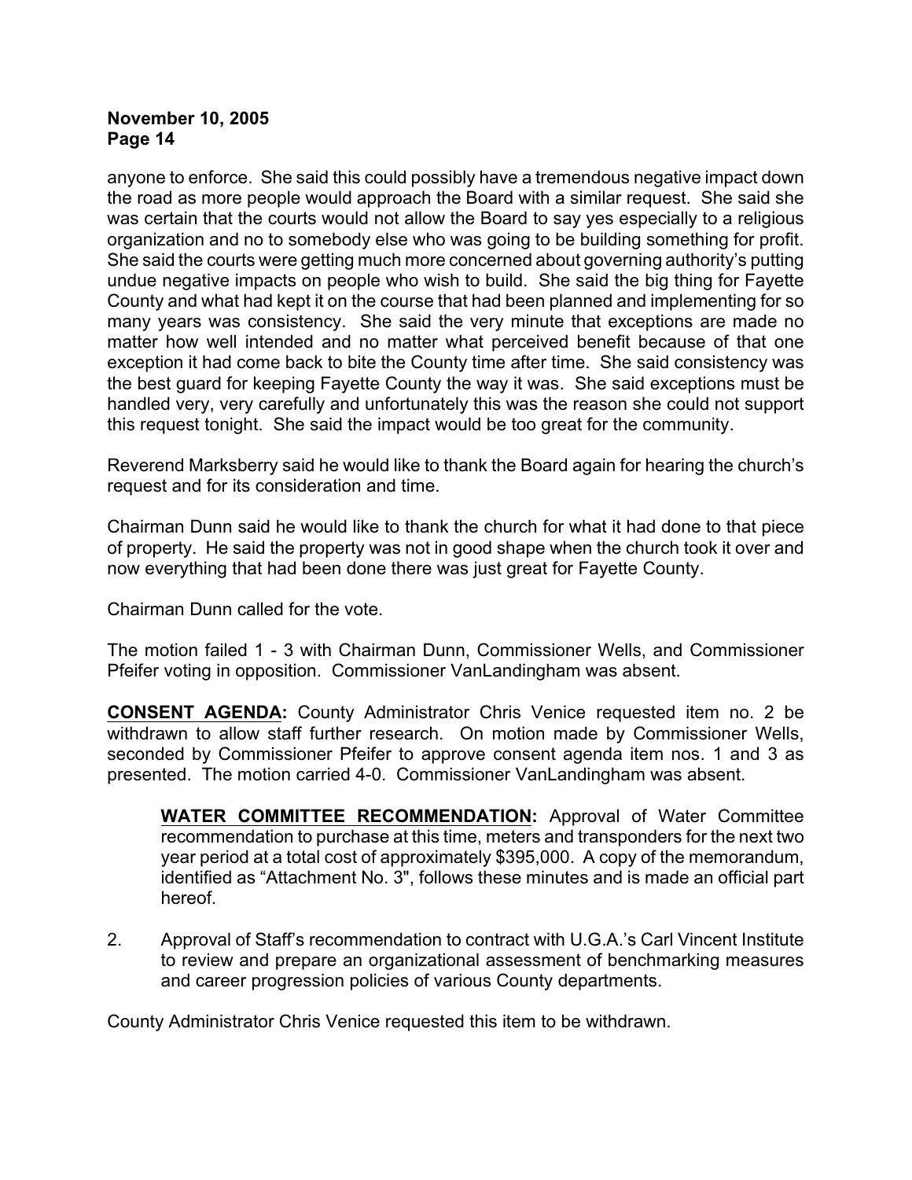anyone to enforce. She said this could possibly have a tremendous negative impact down the road as more people would approach the Board with a similar request. She said she was certain that the courts would not allow the Board to say yes especially to a religious organization and no to somebody else who was going to be building something for profit. She said the courts were getting much more concerned about governing authority's putting undue negative impacts on people who wish to build. She said the big thing for Fayette County and what had kept it on the course that had been planned and implementing for so many years was consistency. She said the very minute that exceptions are made no matter how well intended and no matter what perceived benefit because of that one exception it had come back to bite the County time after time. She said consistency was the best guard for keeping Fayette County the way it was. She said exceptions must be handled very, very carefully and unfortunately this was the reason she could not support this request tonight. She said the impact would be too great for the community.

Reverend Marksberry said he would like to thank the Board again for hearing the church's request and for its consideration and time.

Chairman Dunn said he would like to thank the church for what it had done to that piece of property. He said the property was not in good shape when the church took it over and now everything that had been done there was just great for Fayette County.

Chairman Dunn called for the vote.

The motion failed 1 - 3 with Chairman Dunn, Commissioner Wells, and Commissioner Pfeifer voting in opposition. Commissioner VanLandingham was absent.

**CONSENT AGENDA:** County Administrator Chris Venice requested item no. 2 be withdrawn to allow staff further research. On motion made by Commissioner Wells, seconded by Commissioner Pfeifer to approve consent agenda item nos. 1 and 3 as presented. The motion carried 4-0. Commissioner VanLandingham was absent.

> **WATER COMMITTEE RECOMMENDATION:** Approval of Water Committee recommendation to purchase at this time, meters and transponders for the next two year period at a total cost of approximately $395,000. A copy of the memorandum, identified as "Attachment No. 3", follows these minutes and is made an official part hereof.

2. Approval of Staff's recommendation to contract with U.G.A.'s Carl Vincent Institute to review and prepare an organizational assessment of benchmarking measures and career progression policies of various County departments.

County Administrator Chris Venice requested this item to be withdrawn.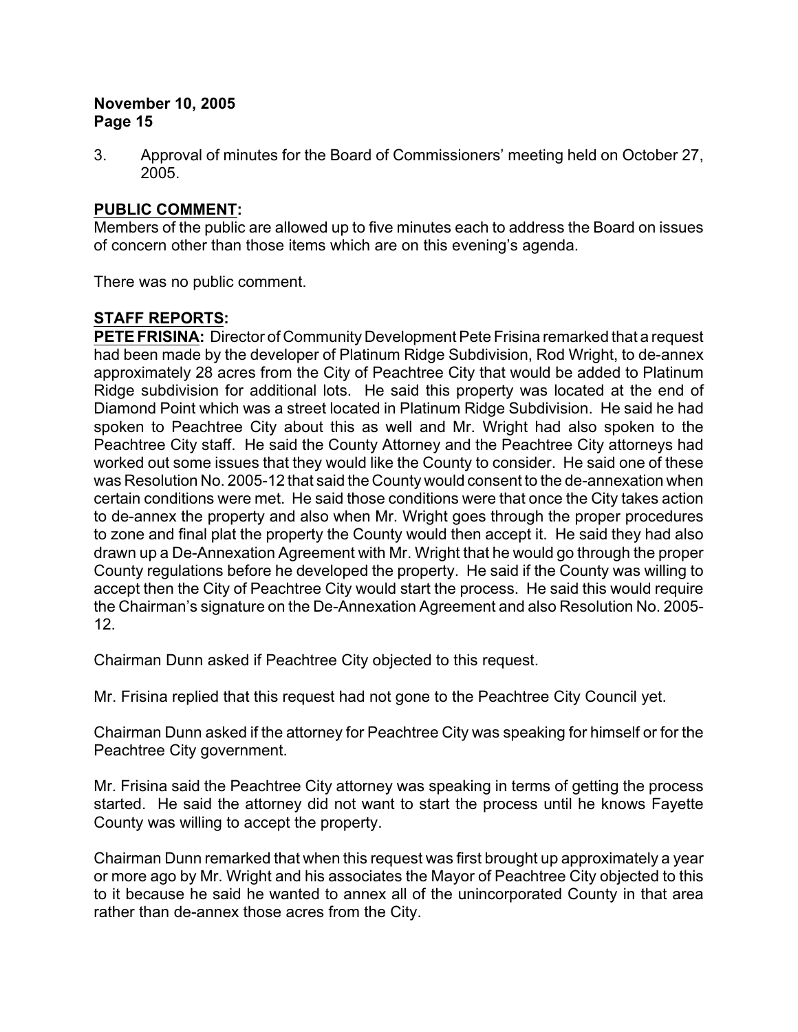3. Approval of minutes for the Board of Commissioners' meeting held on October 27, 2005.

**PUBLIC COMMENT:**
Members of the public are allowed up to five minutes each to address the Board on issues of concern other than those items which are on this evening's agenda.

There was no public comment.

**STAFF REPORTS:**
**PETE FRISINA:** Director of Community Development Pete Frisina remarked that a request had been made by the developer of Platinum Ridge Subdivision, Rod Wright, to de-annex approximately 28 acres from the City of Peachtree City that would be added to Platinum Ridge subdivision for additional lots. He said this property was located at the end of Diamond Point which was a street located in Platinum Ridge Subdivision. He said he had spoken to Peachtree City about this as well and Mr. Wright had also spoken to the Peachtree City staff. He said the County Attorney and the Peachtree City attorneys had worked out some issues that they would like the County to consider. He said one of these was Resolution No. 2005-12 that said the County would consent to the de-annexation when certain conditions were met. He said those conditions were that once the City takes action to de-annex the property and also when Mr. Wright goes through the proper procedures to zone and final plat the property the County would then accept it. He said they had also drawn up a De-Annexation Agreement with Mr. Wright that he would go through the proper County regulations before he developed the property. He said if the County was willing to accept then the City of Peachtree City would start the process. He said this would require the Chairman's signature on the De-Annexation Agreement and also Resolution No. 2005-12.

Chairman Dunn asked if Peachtree City objected to this request.

Mr. Frisina replied that this request had not gone to the Peachtree City Council yet.

Chairman Dunn asked if the attorney for Peachtree City was speaking for himself or for the Peachtree City government.

Mr. Frisina said the Peachtree City attorney was speaking in terms of getting the process started. He said the attorney did not want to start the process until he knows Fayette County was willing to accept the property.

Chairman Dunn remarked that when this request was first brought up approximately a year or more ago by Mr. Wright and his associates the Mayor of Peachtree City objected to this to it because he said he wanted to annex all of the unincorporated County in that area rather than de-annex those acres from the City.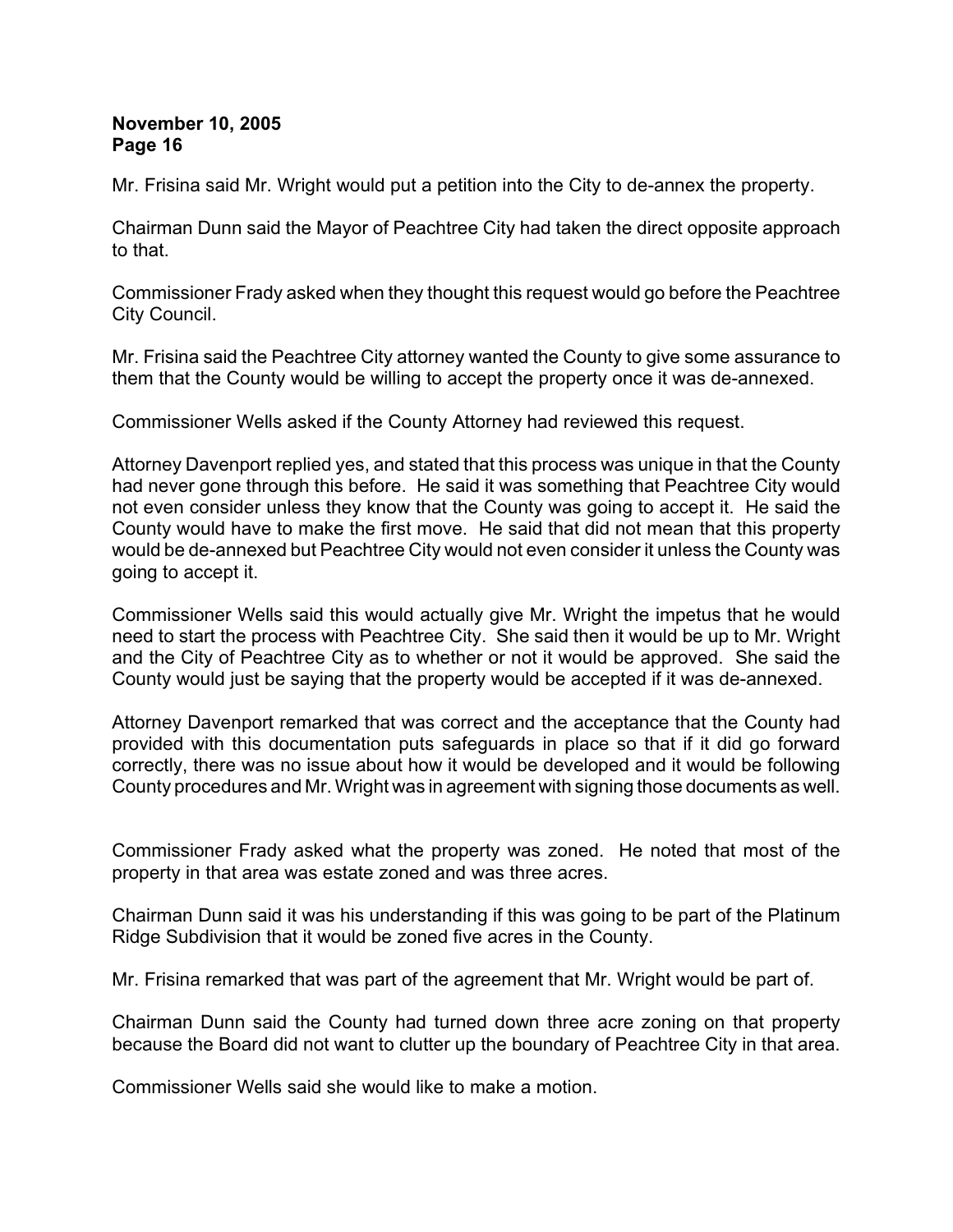Mr. Frisina said Mr. Wright would put a petition into the City to de-annex the property.

Chairman Dunn said the Mayor of Peachtree City had taken the direct opposite approach to that.

Commissioner Frady asked when they thought this request would go before the Peachtree City Council.

Mr. Frisina said the Peachtree City attorney wanted the County to give some assurance to them that the County would be willing to accept the property once it was de-annexed.

Commissioner Wells asked if the County Attorney had reviewed this request.

Attorney Davenport replied yes, and stated that this process was unique in that the County had never gone through this before. He said it was something that Peachtree City would not even consider unless they know that the County was going to accept it. He said the County would have to make the first move. He said that did not mean that this property would be de-annexed but Peachtree City would not even consider it unless the County was going to accept it.

Commissioner Wells said this would actually give Mr. Wright the impetus that he would need to start the process with Peachtree City. She said then it would be up to Mr. Wright and the City of Peachtree City as to whether or not it would be approved. She said the County would just be saying that the property would be accepted if it was de-annexed.

Attorney Davenport remarked that was correct and the acceptance that the County had provided with this documentation puts safeguards in place so that if it did go forward correctly, there was no issue about how it would be developed and it would be following County procedures and Mr. Wright was in agreement with signing those documents as well.

Commissioner Frady asked what the property was zoned. He noted that most of the property in that area was estate zoned and was three acres.

Chairman Dunn said it was his understanding if this was going to be part of the Platinum Ridge Subdivision that it would be zoned five acres in the County.

Mr. Frisina remarked that was part of the agreement that Mr. Wright would be part of.

Chairman Dunn said the County had turned down three acre zoning on that property because the Board did not want to clutter up the boundary of Peachtree City in that area.

Commissioner Wells said she would like to make a motion.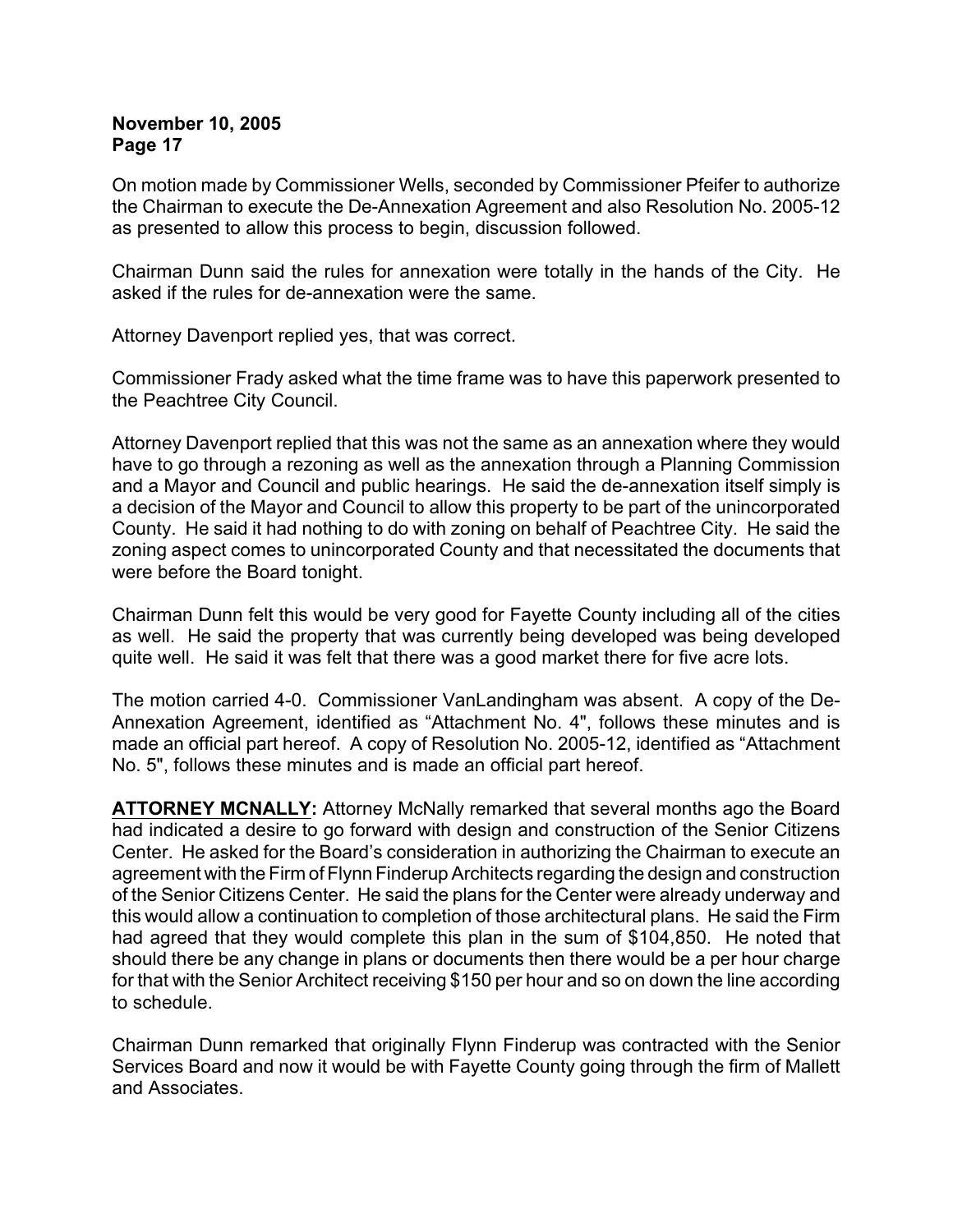On motion made by Commissioner Wells, seconded by Commissioner Pfeifer to authorize the Chairman to execute the De-Annexation Agreement and also Resolution No. 2005-12 as presented to allow this process to begin, discussion followed.

Chairman Dunn said the rules for annexation were totally in the hands of the City. He asked if the rules for de-annexation were the same.

Attorney Davenport replied yes, that was correct.

Commissioner Frady asked what the time frame was to have this paperwork presented to the Peachtree City Council.

Attorney Davenport replied that this was not the same as an annexation where they would have to go through a rezoning as well as the annexation through a Planning Commission and a Mayor and Council and public hearings. He said the de-annexation itself simply is a decision of the Mayor and Council to allow this property to be part of the unincorporated County. He said it had nothing to do with zoning on behalf of Peachtree City. He said the zoning aspect comes to unincorporated County and that necessitated the documents that were before the Board tonight.

Chairman Dunn felt this would be very good for Fayette County including all of the cities as well. He said the property that was currently being developed was being developed quite well. He said it was felt that there was a good market there for five acre lots.

The motion carried 4-0. Commissioner VanLandingham was absent. A copy of the De-Annexation Agreement, identified as "Attachment No. 4", follows these minutes and is made an official part hereof. A copy of Resolution No. 2005-12, identified as "Attachment No. 5", follows these minutes and is made an official part hereof.

**ATTORNEY MCNALLY:** Attorney McNally remarked that several months ago the Board had indicated a desire to go forward with design and construction of the Senior Citizens Center. He asked for the Board's consideration in authorizing the Chairman to execute an agreement with the Firm of Flynn Finderup Architects regarding the design and construction of the Senior Citizens Center. He said the plans for the Center were already underway and this would allow a continuation to completion of those architectural plans. He said the Firm had agreed that they would complete this plan in the sum of $104,850. He noted that should there be any change in plans or documents then there would be a per hour charge for that with the Senior Architect receiving $150 per hour and so on down the line according to schedule.

Chairman Dunn remarked that originally Flynn Finderup was contracted with the Senior Services Board and now it would be with Fayette County going through the firm of Mallett and Associates.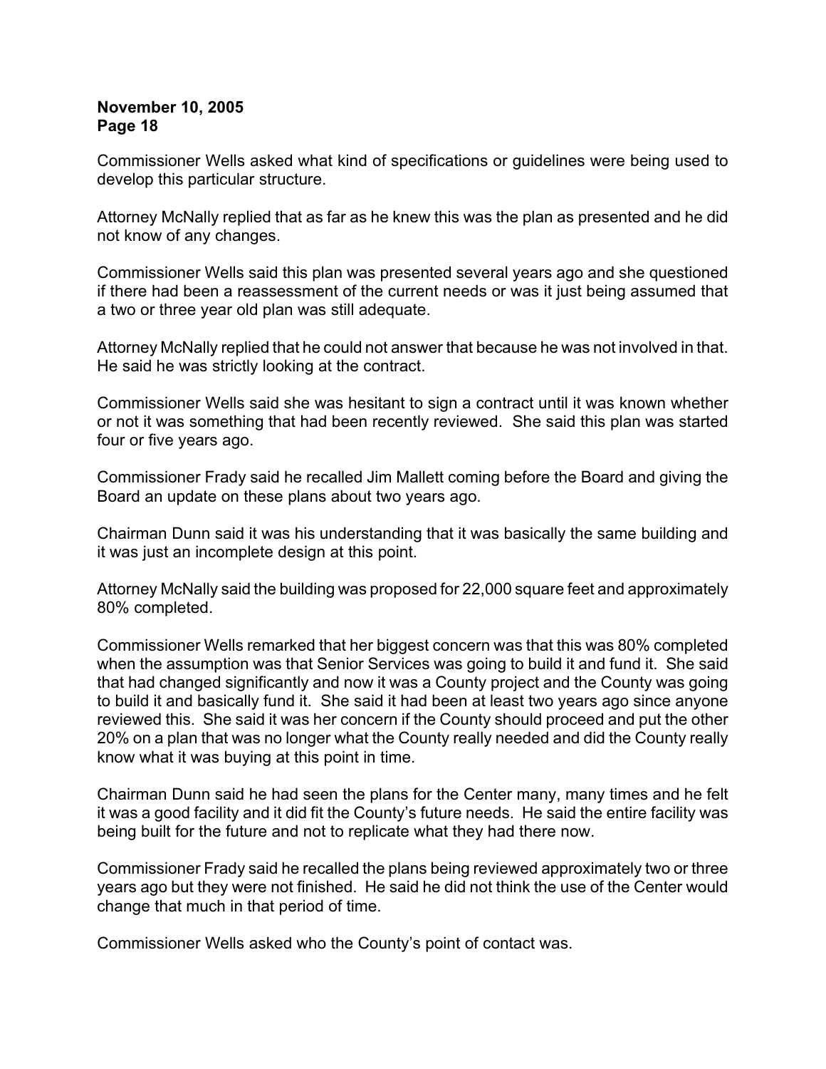Commissioner Wells asked what kind of specifications or guidelines were being used to develop this particular structure.

Attorney McNally replied that as far as he knew this was the plan as presented and he did not know of any changes.

Commissioner Wells said this plan was presented several years ago and she questioned if there had been a reassessment of the current needs or was it just being assumed that a two or three year old plan was still adequate.

Attorney McNally replied that he could not answer that because he was not involved in that. He said he was strictly looking at the contract.

Commissioner Wells said she was hesitant to sign a contract until it was known whether or not it was something that had been recently reviewed. She said this plan was started four or five years ago.

Commissioner Frady said he recalled Jim Mallett coming before the Board and giving the Board an update on these plans about two years ago.

Chairman Dunn said it was his understanding that it was basically the same building and it was just an incomplete design at this point.

Attorney McNally said the building was proposed for 22,000 square feet and approximately 80% completed.

Commissioner Wells remarked that her biggest concern was that this was 80% completed when the assumption was that Senior Services was going to build it and fund it. She said that had changed significantly and now it was a County project and the County was going to build it and basically fund it. She said it had been at least two years ago since anyone reviewed this. She said it was her concern if the County should proceed and put the other 20% on a plan that was no longer what the County really needed and did the County really know what it was buying at this point in time.

Chairman Dunn said he had seen the plans for the Center many, many times and he felt it was a good facility and it did fit the County's future needs. He said the entire facility was being built for the future and not to replicate what they had there now.

Commissioner Frady said he recalled the plans being reviewed approximately two or three years ago but they were not finished. He said he did not think the use of the Center would change that much in that period of time.

Commissioner Wells asked who the County's point of contact was.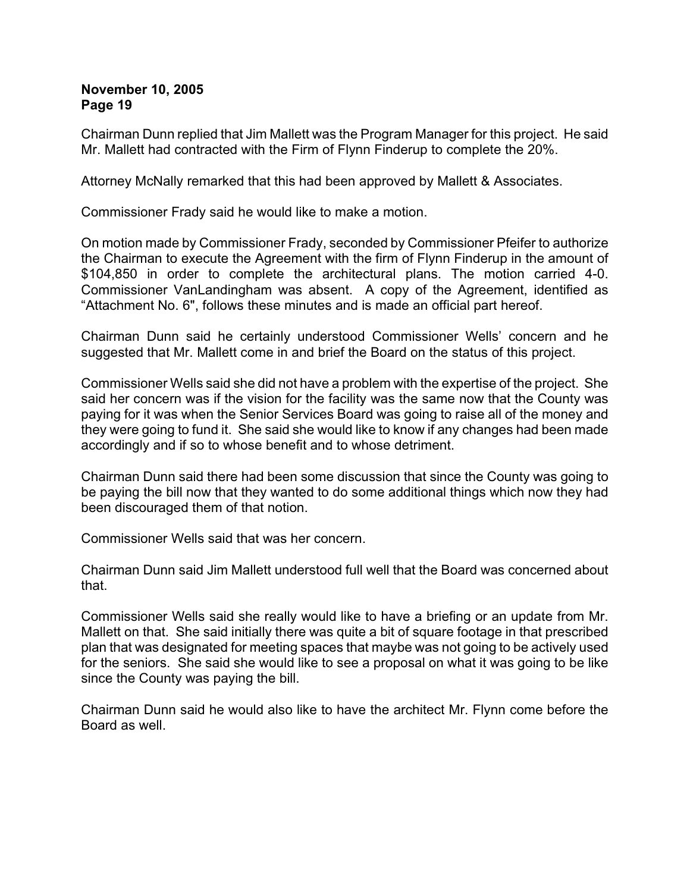Chairman Dunn replied that Jim Mallett was the Program Manager for this project. He said Mr. Mallett had contracted with the Firm of Flynn Finderup to complete the 20%.

Attorney McNally remarked that this had been approved by Mallett & Associates.

Commissioner Frady said he would like to make a motion.

On motion made by Commissioner Frady, seconded by Commissioner Pfeifer to authorize the Chairman to execute the Agreement with the firm of Flynn Finderup in the amount of $104,850 in order to complete the architectural plans. The motion carried 4-0. Commissioner VanLandingham was absent. A copy of the Agreement, identified as "Attachment No. 6", follows these minutes and is made an official part hereof.

Chairman Dunn said he certainly understood Commissioner Wells' concern and he suggested that Mr. Mallett come in and brief the Board on the status of this project.

Commissioner Wells said she did not have a problem with the expertise of the project. She said her concern was if the vision for the facility was the same now that the County was paying for it was when the Senior Services Board was going to raise all of the money and they were going to fund it. She said she would like to know if any changes had been made accordingly and if so to whose benefit and to whose detriment.

Chairman Dunn said there had been some discussion that since the County was going to be paying the bill now that they wanted to do some additional things which now they had been discouraged them of that notion.

Commissioner Wells said that was her concern.

Chairman Dunn said Jim Mallett understood full well that the Board was concerned about that.

Commissioner Wells said she really would like to have a briefing or an update from Mr. Mallett on that. She said initially there was quite a bit of square footage in that prescribed plan that was designated for meeting spaces that maybe was not going to be actively used for the seniors. She said she would like to see a proposal on what it was going to be like since the County was paying the bill.

Chairman Dunn said he would also like to have the architect Mr. Flynn come before the Board as well.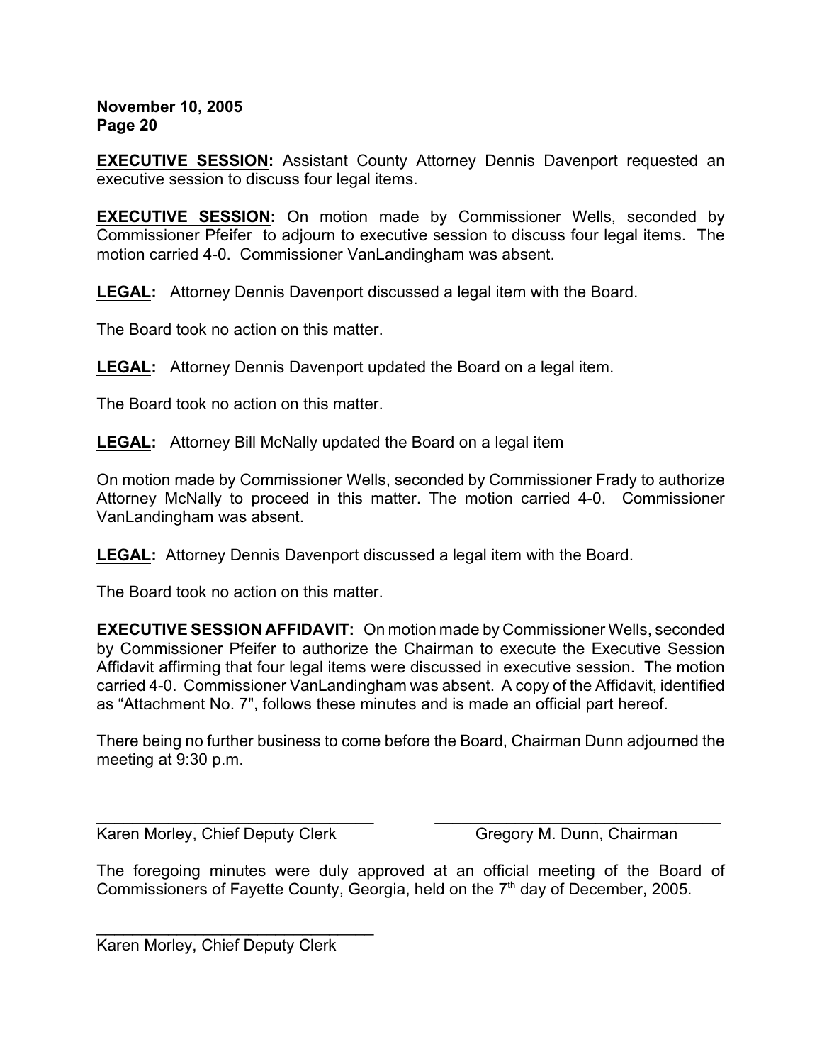**EXECUTIVE SESSION:** Assistant County Attorney Dennis Davenport requested an executive session to discuss four legal items.

**EXECUTIVE SESSION:** On motion made by Commissioner Wells, seconded by Commissioner Pfeifer to adjourn to executive session to discuss four legal items. The motion carried 4-0. Commissioner VanLandingham was absent.

**LEGAL:** Attorney Dennis Davenport discussed a legal item with the Board.

The Board took no action on this matter.

**LEGAL:** Attorney Dennis Davenport updated the Board on a legal item.

The Board took no action on this matter.

**LEGAL:** Attorney Bill McNally updated the Board on a legal item

On motion made by Commissioner Wells, seconded by Commissioner Frady to authorize Attorney McNally to proceed in this matter. The motion carried 4-0. Commissioner VanLandingham was absent.

**LEGAL:** Attorney Dennis Davenport discussed a legal item with the Board.

The Board took no action on this matter.

**EXECUTIVE SESSION AFFIDAVIT:** On motion made by Commissioner Wells, seconded by Commissioner Pfeifer to authorize the Chairman to execute the Executive Session Affidavit affirming that four legal items were discussed in executive session. The motion carried 4-0. Commissioner VanLandingham was absent. A copy of the Affidavit, identified as "Attachment No. 7", follows these minutes and is made an official part hereof.

There being no further business to come before the Board, Chairman Dunn adjourned the meeting at 9:30 p.m.

\_\_\_\_\_\_\_\_\_\_\_\_\_\_\_\_\_\_\_\_\_\_\_\_\_\_\_\_\_\_\_\_\_
Karen Morley, Chief Deputy Clerk

\_\_\_\_\_\_\_\_\_\_\_\_\_\_\_\_\_\_\_\_\_\_\_\_\_\_\_\_\_\_\_\_\_
Gregory M. Dunn, Chairman

The foregoing minutes were duly approved at an official meeting of the Board of Commissioners of Fayette County, Georgia, held on the 7th day of December, 2005.

\_\_\_\_\_\_\_\_\_\_\_\_\_\_\_\_\_\_\_\_\_\_\_\_\_\_\_\_\_\_\_\_\_
Karen Morley, Chief Deputy Clerk